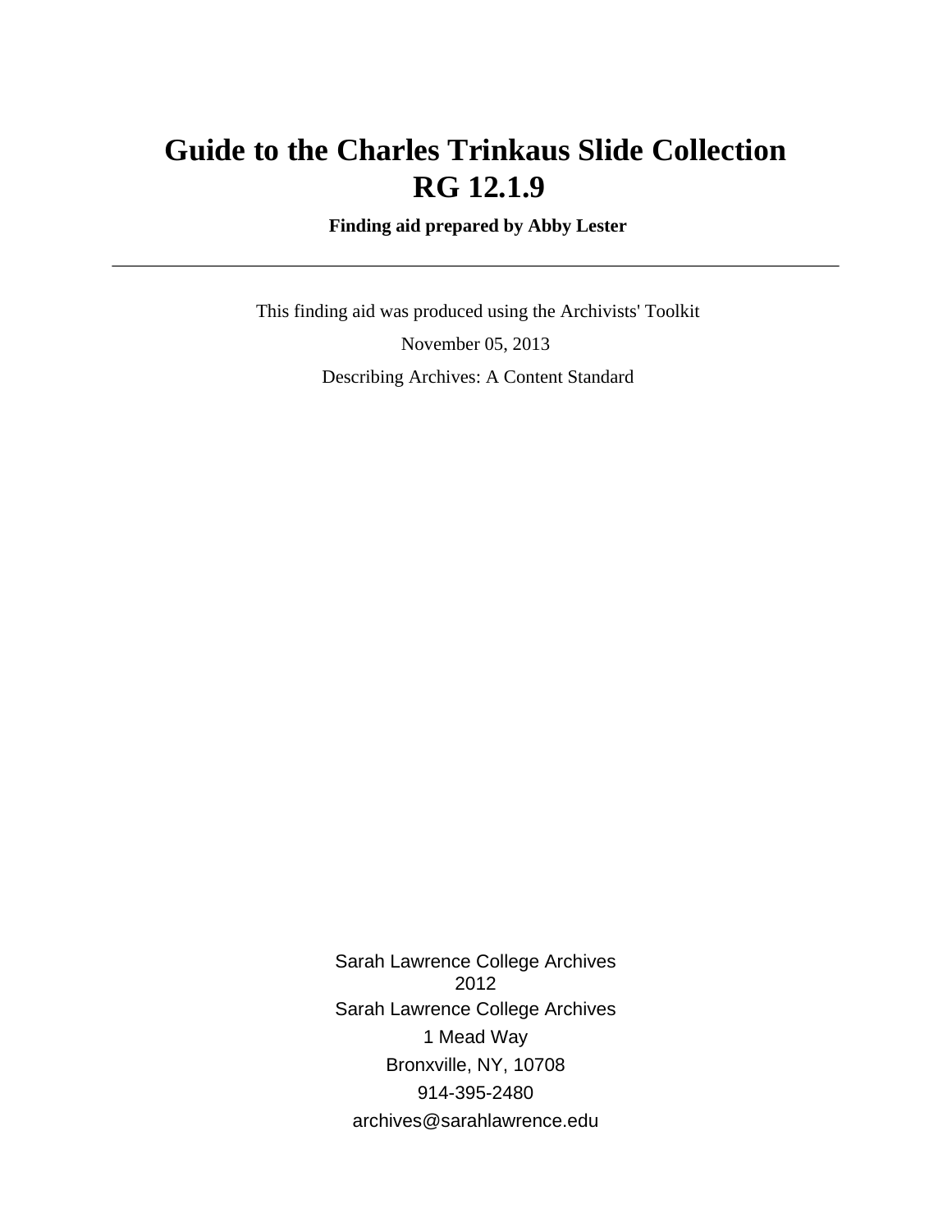# Guide to the Charles Trinkaus Slide Collection RG 12.1.9

**Finding aid prepared by Abby Lester**

---

This finding aid was produced using the Archivists' Toolkit

November 05, 2013

Describing Archives: A Content Standard

Sarah Lawrence College Archives
2012

Sarah Lawrence College Archives

1 Mead Way

Bronxville, NY, 10708

914-395-2480

archives@sarahlawrence.edu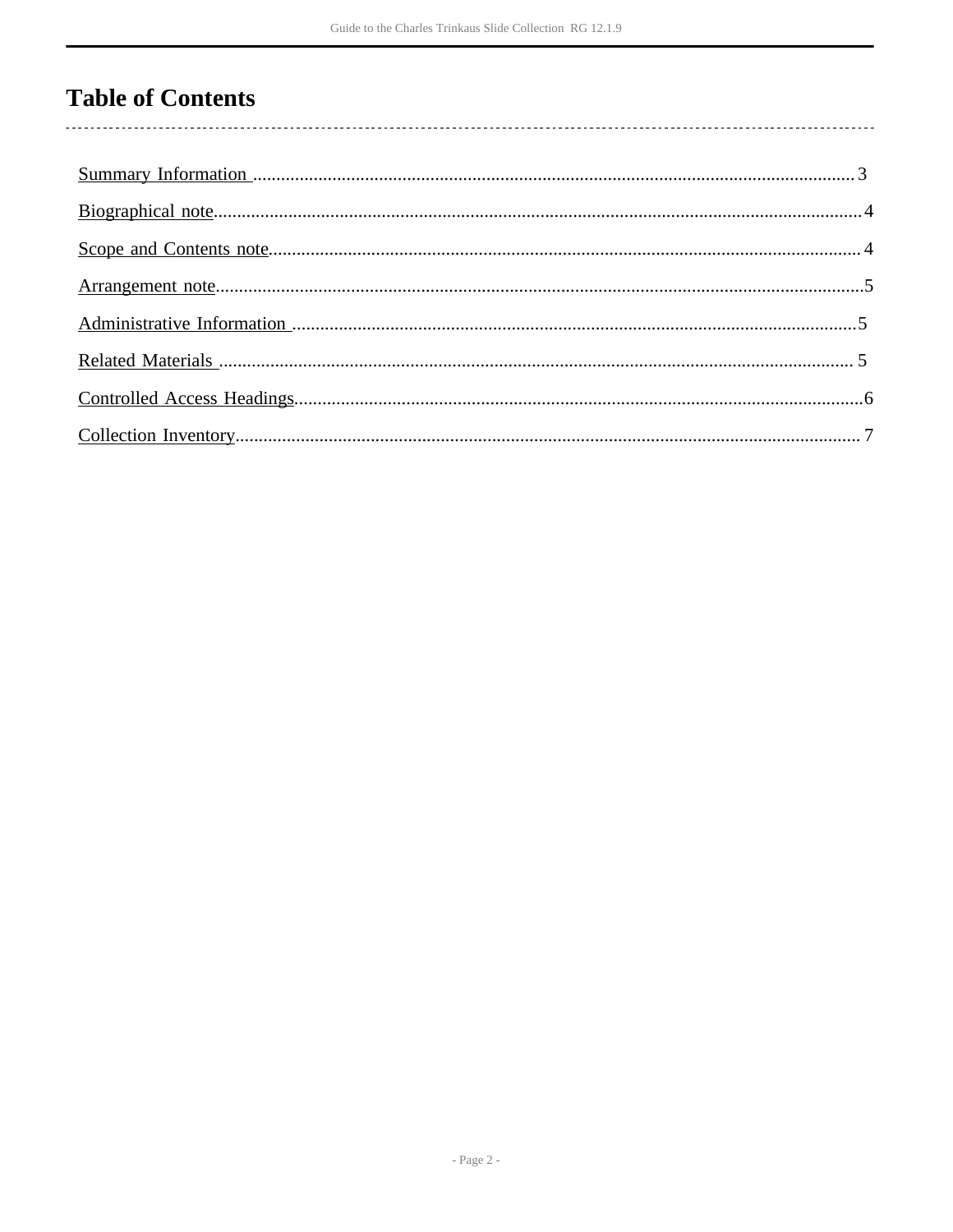# Table of Contents

Summary Information ............................................................ 3

Biographical note ............................................................... 4

Scope and Contents note ........................................................ 4

Arrangement note ................................................................ 5

Administrative Information ...................................................... 5

Related Materials ............................................................... 5

Controlled Access Headings ...................................................... 6

Collection Inventory ............................................................ 7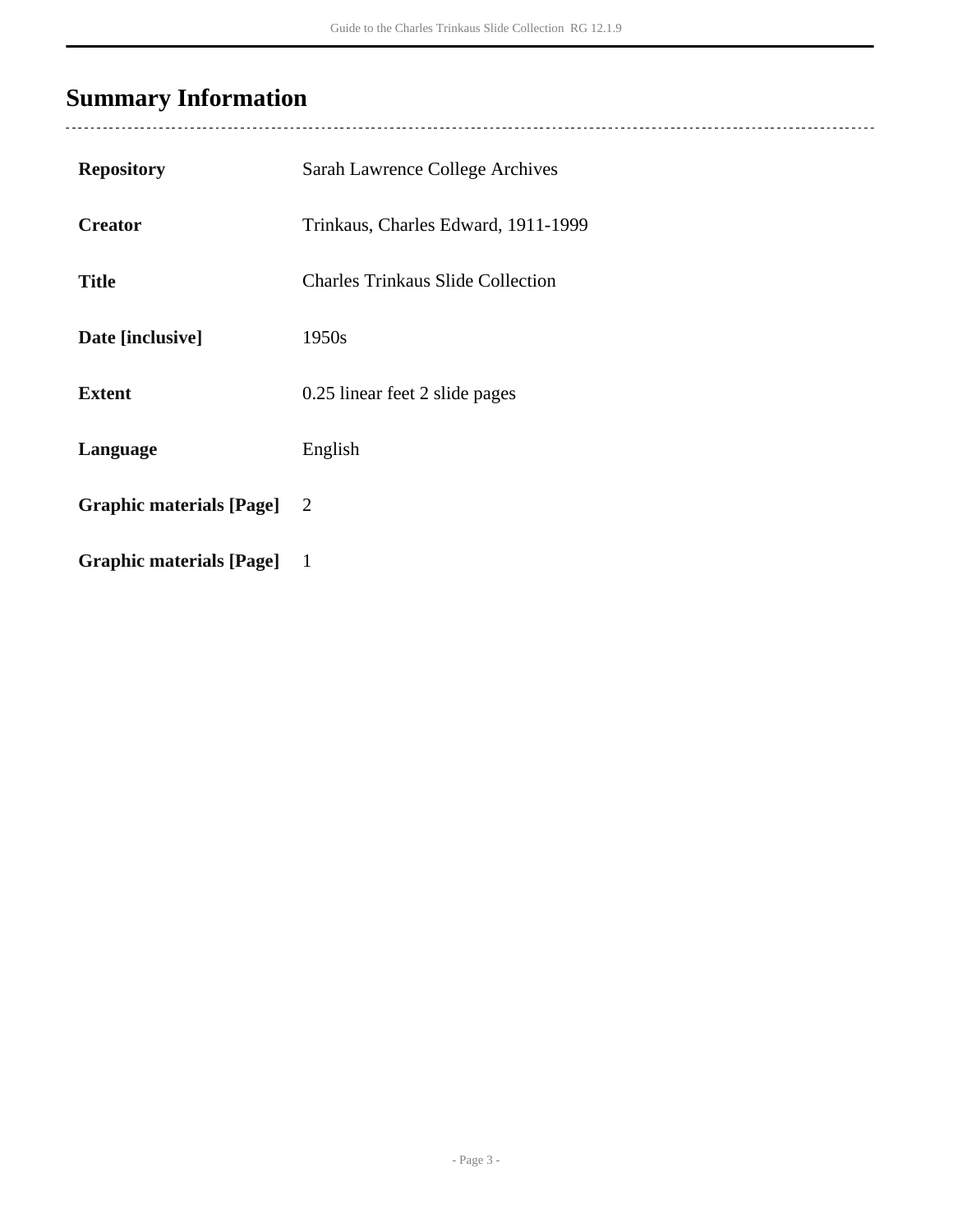## Summary Information

| | |
|---|---|
| **Repository** | Sarah Lawrence College Archives |
| **Creator** | Trinkaus, Charles Edward, 1911-1999 |
| **Title** | Charles Trinkaus Slide Collection |
| **Date [inclusive]** | 1950s |
| **Extent** | 0.25 linear feet 2 slide pages |
| **Language** | English |
| **Graphic materials [Page]** | 2 |
| **Graphic materials [Page]** | 1 |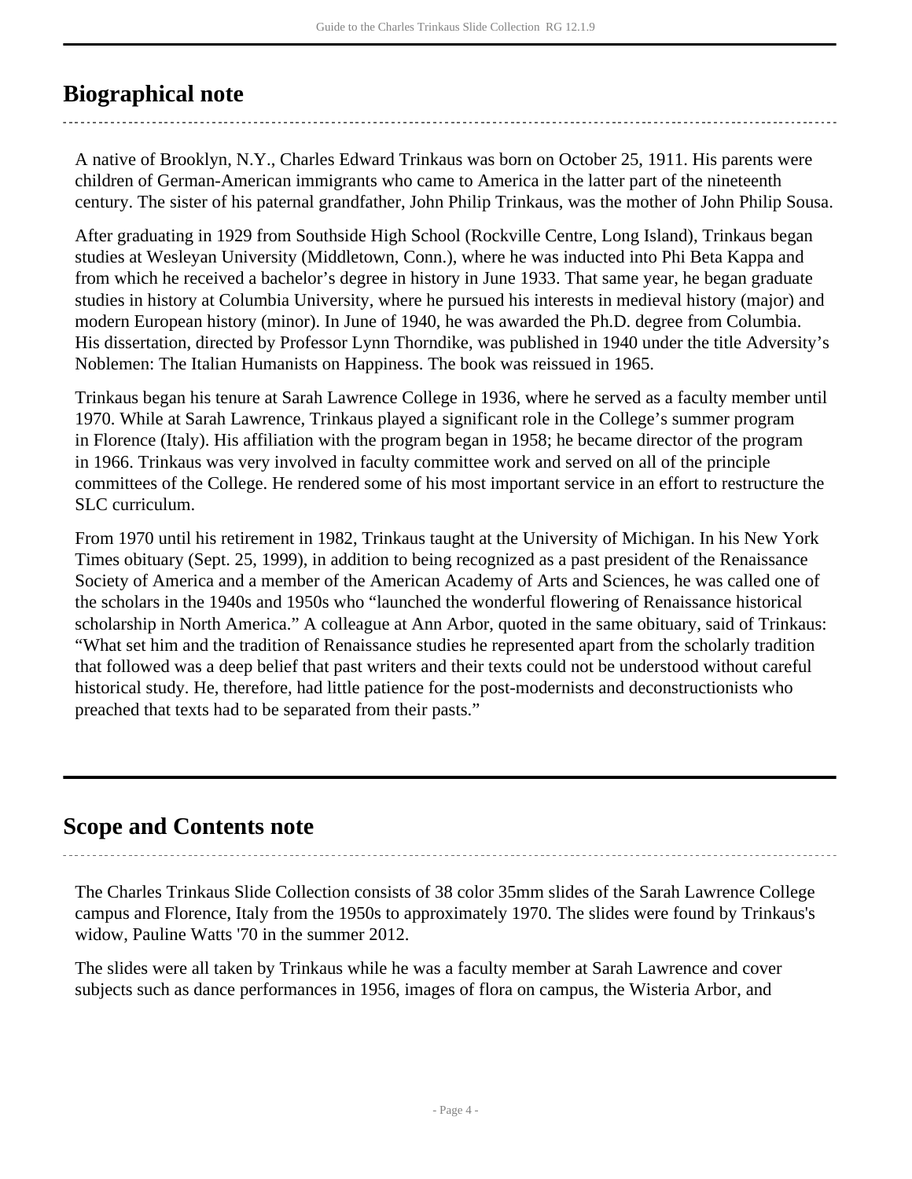## Biographical note

A native of Brooklyn, N.Y., Charles Edward Trinkaus was born on October 25, 1911. His parents were children of German-American immigrants who came to America in the latter part of the nineteenth century. The sister of his paternal grandfather, John Philip Trinkaus, was the mother of John Philip Sousa.

After graduating in 1929 from Southside High School (Rockville Centre, Long Island), Trinkaus began studies at Wesleyan University (Middletown, Conn.), where he was inducted into Phi Beta Kappa and from which he received a bachelor's degree in history in June 1933. That same year, he began graduate studies in history at Columbia University, where he pursued his interests in medieval history (major) and modern European history (minor). In June of 1940, he was awarded the Ph.D. degree from Columbia. His dissertation, directed by Professor Lynn Thorndike, was published in 1940 under the title Adversity's Noblemen: The Italian Humanists on Happiness. The book was reissued in 1965.

Trinkaus began his tenure at Sarah Lawrence College in 1936, where he served as a faculty member until 1970. While at Sarah Lawrence, Trinkaus played a significant role in the College's summer program in Florence (Italy). His affiliation with the program began in 1958; he became director of the program in 1966. Trinkaus was very involved in faculty committee work and served on all of the principle committees of the College. He rendered some of his most important service in an effort to restructure the SLC curriculum.

From 1970 until his retirement in 1982, Trinkaus taught at the University of Michigan. In his New York Times obituary (Sept. 25, 1999), in addition to being recognized as a past president of the Renaissance Society of America and a member of the American Academy of Arts and Sciences, he was called one of the scholars in the 1940s and 1950s who "launched the wonderful flowering of Renaissance historical scholarship in North America." A colleague at Ann Arbor, quoted in the same obituary, said of Trinkaus: "What set him and the tradition of Renaissance studies he represented apart from the scholarly tradition that followed was a deep belief that past writers and their texts could not be understood without careful historical study. He, therefore, had little patience for the post-modernists and deconstructionists who preached that texts had to be separated from their pasts."

## Scope and Contents note

The Charles Trinkaus Slide Collection consists of 38 color 35mm slides of the Sarah Lawrence College campus and Florence, Italy from the 1950s to approximately 1970. The slides were found by Trinkaus's widow, Pauline Watts '70 in the summer 2012.

The slides were all taken by Trinkaus while he was a faculty member at Sarah Lawrence and cover subjects such as dance performances in 1956, images of flora on campus, the Wisteria Arbor, and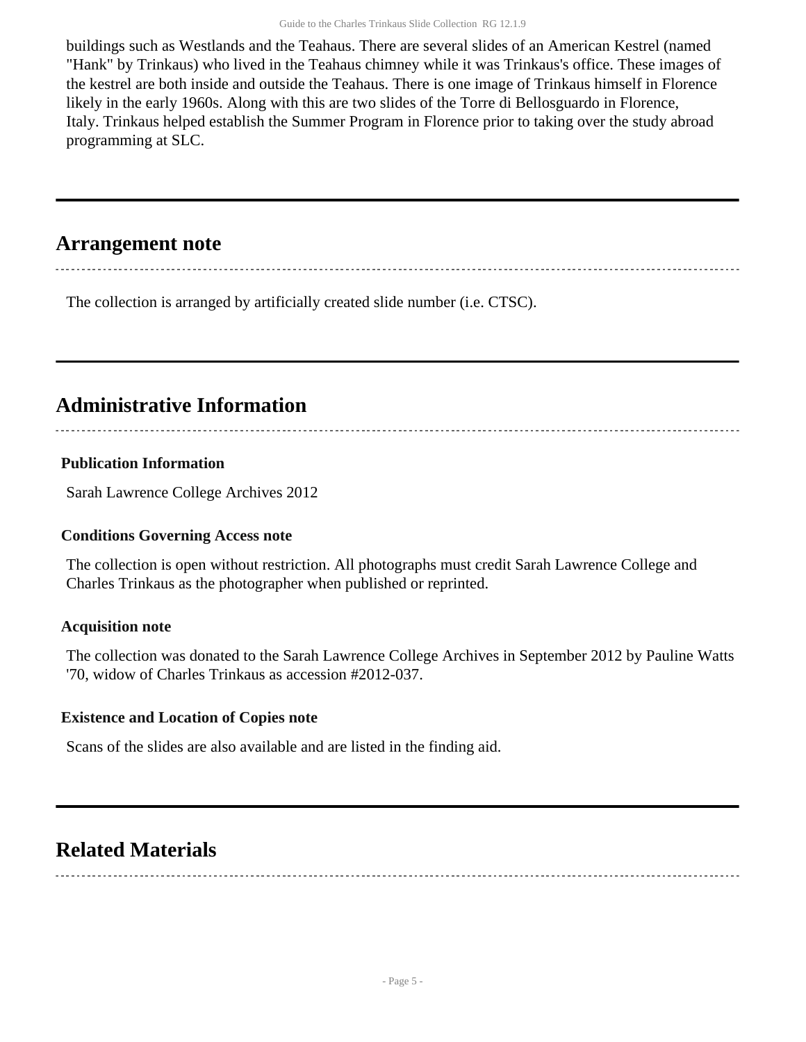buildings such as Westlands and the Teahaus. There are several slides of an American Kestrel (named "Hank" by Trinkaus) who lived in the Teahaus chimney while it was Trinkaus's office. These images of the kestrel are both inside and outside the Teahaus. There is one image of Trinkaus himself in Florence likely in the early 1960s. Along with this are two slides of the Torre di Bellosguardo in Florence, Italy. Trinkaus helped establish the Summer Program in Florence prior to taking over the study abroad programming at SLC.

## Arrangement note

The collection is arranged by artificially created slide number (i.e. CTSC).

## Administrative Information

### Publication Information

Sarah Lawrence College Archives 2012

### Conditions Governing Access note

The collection is open without restriction. All photographs must credit Sarah Lawrence College and Charles Trinkaus as the photographer when published or reprinted.

### Acquisition note

The collection was donated to the Sarah Lawrence College Archives in September 2012 by Pauline Watts '70, widow of Charles Trinkaus as accession #2012-037.

### Existence and Location of Copies note

Scans of the slides are also available and are listed in the finding aid.

## Related Materials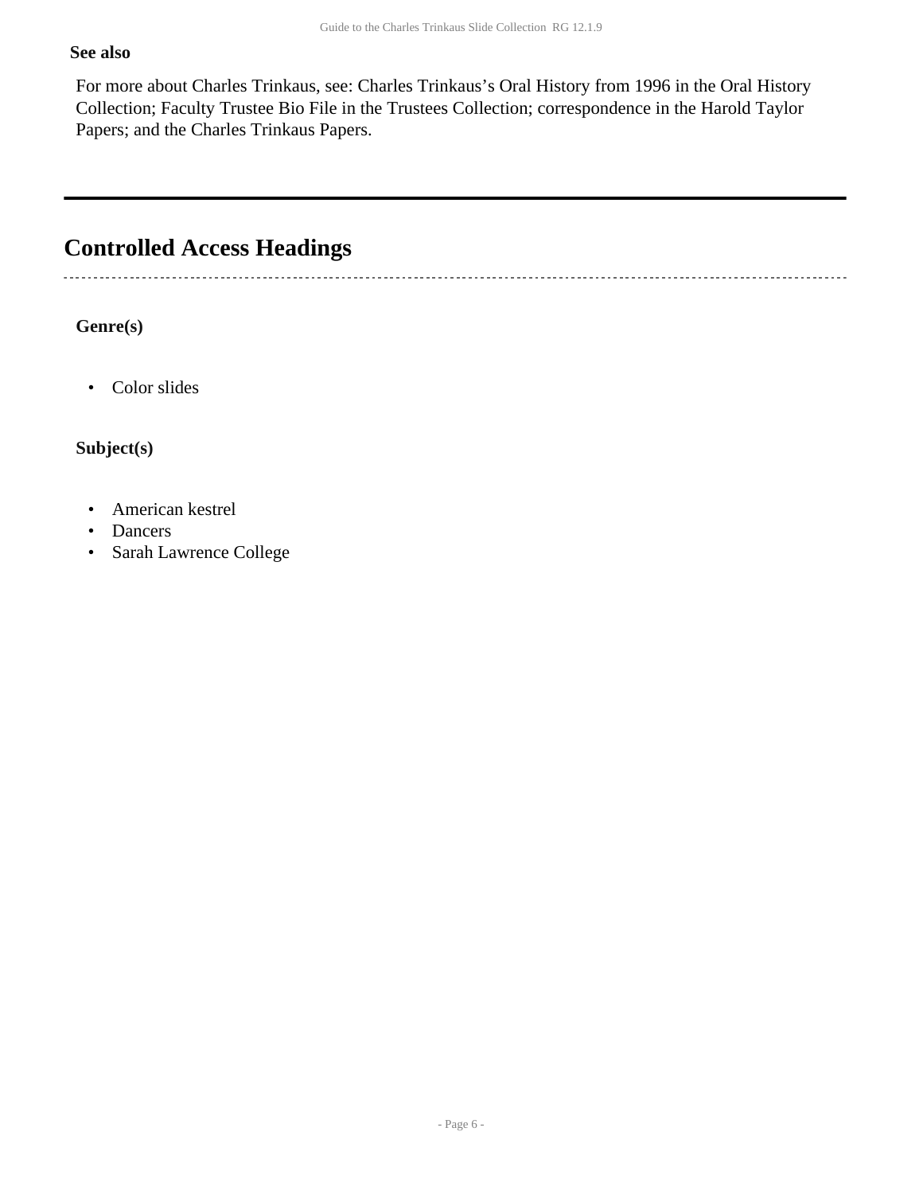**See also**

For more about Charles Trinkaus, see: Charles Trinkaus's Oral History from 1996 in the Oral History Collection; Faculty Trustee Bio File in the Trustees Collection; correspondence in the Harold Taylor Papers; and the Charles Trinkaus Papers.

## Controlled Access Headings

**Genre(s)**

- Color slides

**Subject(s)**

- American kestrel
- Dancers
- Sarah Lawrence College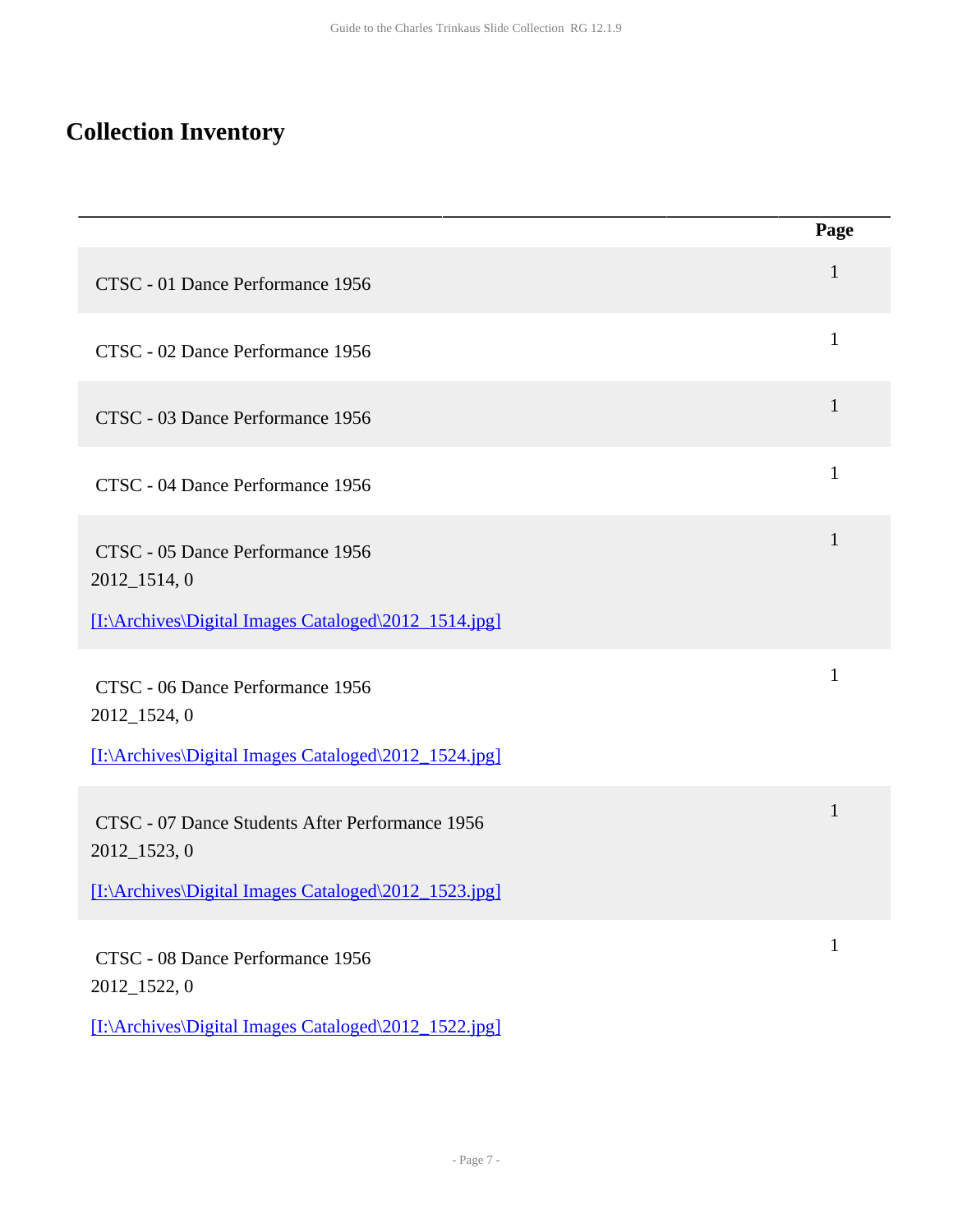## Collection Inventory

| | Page |
|---|---|
| CTSC - 01 Dance Performance 1956 | 1 |
| CTSC - 02 Dance Performance 1956 | 1 |
| CTSC - 03 Dance Performance 1956 | 1 |
| CTSC - 04 Dance Performance 1956 | 1 |
| CTSC - 05 Dance Performance 1956<br>2012_1514, 0<br>[I:\Archives\Digital Images Cataloged\2012_1514.jpg] | 1 |
| CTSC - 06 Dance Performance 1956<br>2012_1524, 0<br>[I:\Archives\Digital Images Cataloged\2012_1524.jpg] | 1 |
| CTSC - 07 Dance Students After Performance 1956<br>2012_1523, 0<br>[I:\Archives\Digital Images Cataloged\2012_1523.jpg] | 1 |
| CTSC - 08 Dance Performance 1956<br>2012_1522, 0<br>[I:\Archives\Digital Images Cataloged\2012_1522.jpg] | 1 |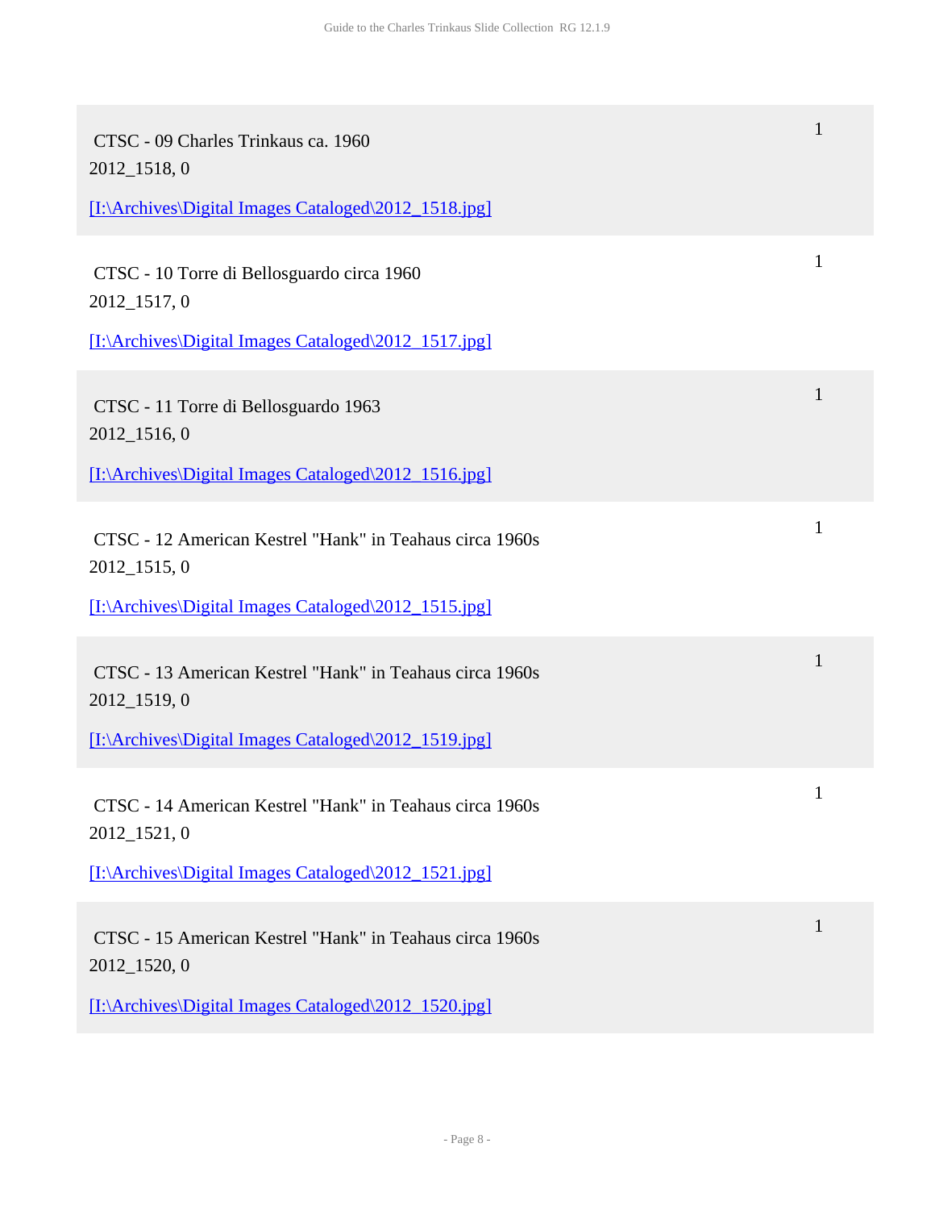CTSC - 09 Charles Trinkaus ca. 1960
2012_1518, 0

[I:\Archives\Digital Images Cataloged\2012_1518.jpg]

1

CTSC - 10 Torre di Bellosguardo circa 1960
2012_1517, 0

[I:\Archives\Digital Images Cataloged\2012_1517.jpg]

1

CTSC - 11 Torre di Bellosguardo 1963
2012_1516, 0

[I:\Archives\Digital Images Cataloged\2012_1516.jpg]

1

CTSC - 12 American Kestrel "Hank" in Teahaus circa 1960s
2012_1515, 0

[I:\Archives\Digital Images Cataloged\2012_1515.jpg]

1

CTSC - 13 American Kestrel "Hank" in Teahaus circa 1960s
2012_1519, 0

[I:\Archives\Digital Images Cataloged\2012_1519.jpg]

1

CTSC - 14 American Kestrel "Hank" in Teahaus circa 1960s
2012_1521, 0

[I:\Archives\Digital Images Cataloged\2012_1521.jpg]

1

CTSC - 15 American Kestrel "Hank" in Teahaus circa 1960s
2012_1520, 0

[I:\Archives\Digital Images Cataloged\2012_1520.jpg]

1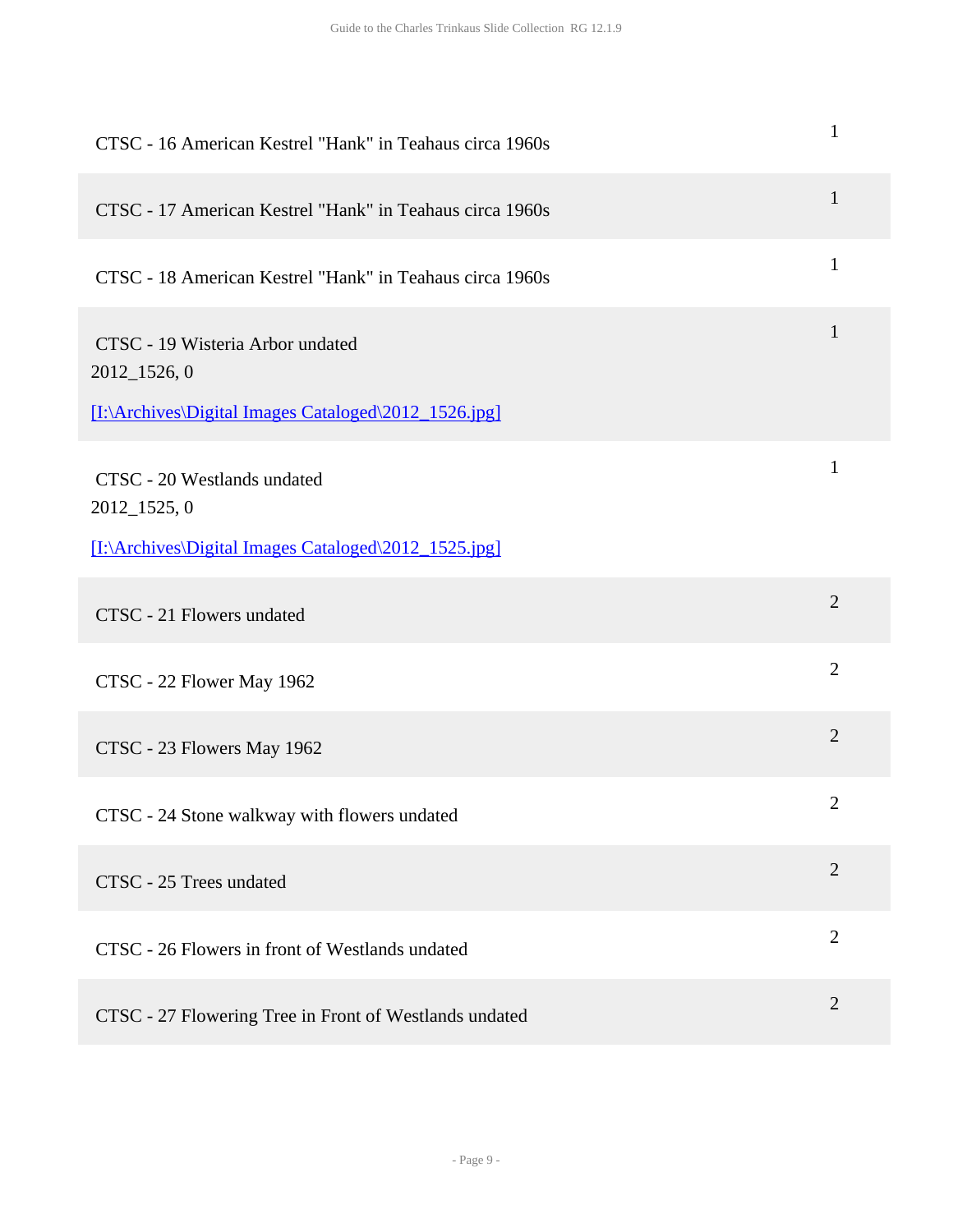| Item | Box |
| --- | --- |
| CTSC - 16 American Kestrel "Hank" in Teahaus circa 1960s | 1 |
| CTSC - 17 American Kestrel "Hank" in Teahaus circa 1960s | 1 |
| CTSC - 18 American Kestrel "Hank" in Teahaus circa 1960s | 1 |
| CTSC - 19 Wisteria Arbor undated<br>2012_1526, 0<br>[I:\Archives\Digital Images Cataloged\2012_1526.jpg] | 1 |
| CTSC - 20 Westlands undated<br>2012_1525, 0<br>[I:\Archives\Digital Images Cataloged\2012_1525.jpg] | 1 |
| CTSC - 21 Flowers undated | 2 |
| CTSC - 22 Flower May 1962 | 2 |
| CTSC - 23 Flowers May 1962 | 2 |
| CTSC - 24 Stone walkway with flowers undated | 2 |
| CTSC - 25 Trees undated | 2 |
| CTSC - 26 Flowers in front of Westlands undated | 2 |
| CTSC - 27 Flowering Tree in Front of Westlands undated | 2 |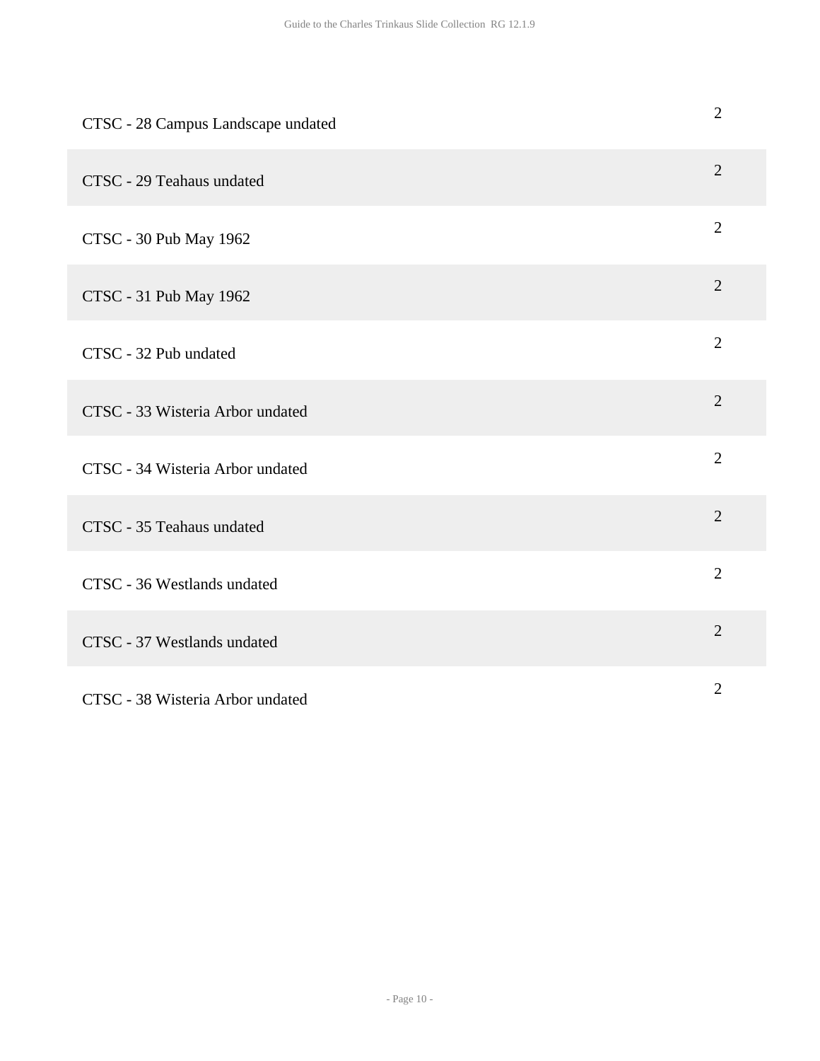| | |
|---|---|
| CTSC - 28 Campus Landscape undated | 2 |
| CTSC - 29 Teahaus undated | 2 |
| CTSC - 30 Pub May 1962 | 2 |
| CTSC - 31 Pub May 1962 | 2 |
| CTSC - 32 Pub undated | 2 |
| CTSC - 33 Wisteria Arbor undated | 2 |
| CTSC - 34 Wisteria Arbor undated | 2 |
| CTSC - 35 Teahaus undated | 2 |
| CTSC - 36 Westlands undated | 2 |
| CTSC - 37 Westlands undated | 2 |
| CTSC - 38 Wisteria Arbor undated | 2 |